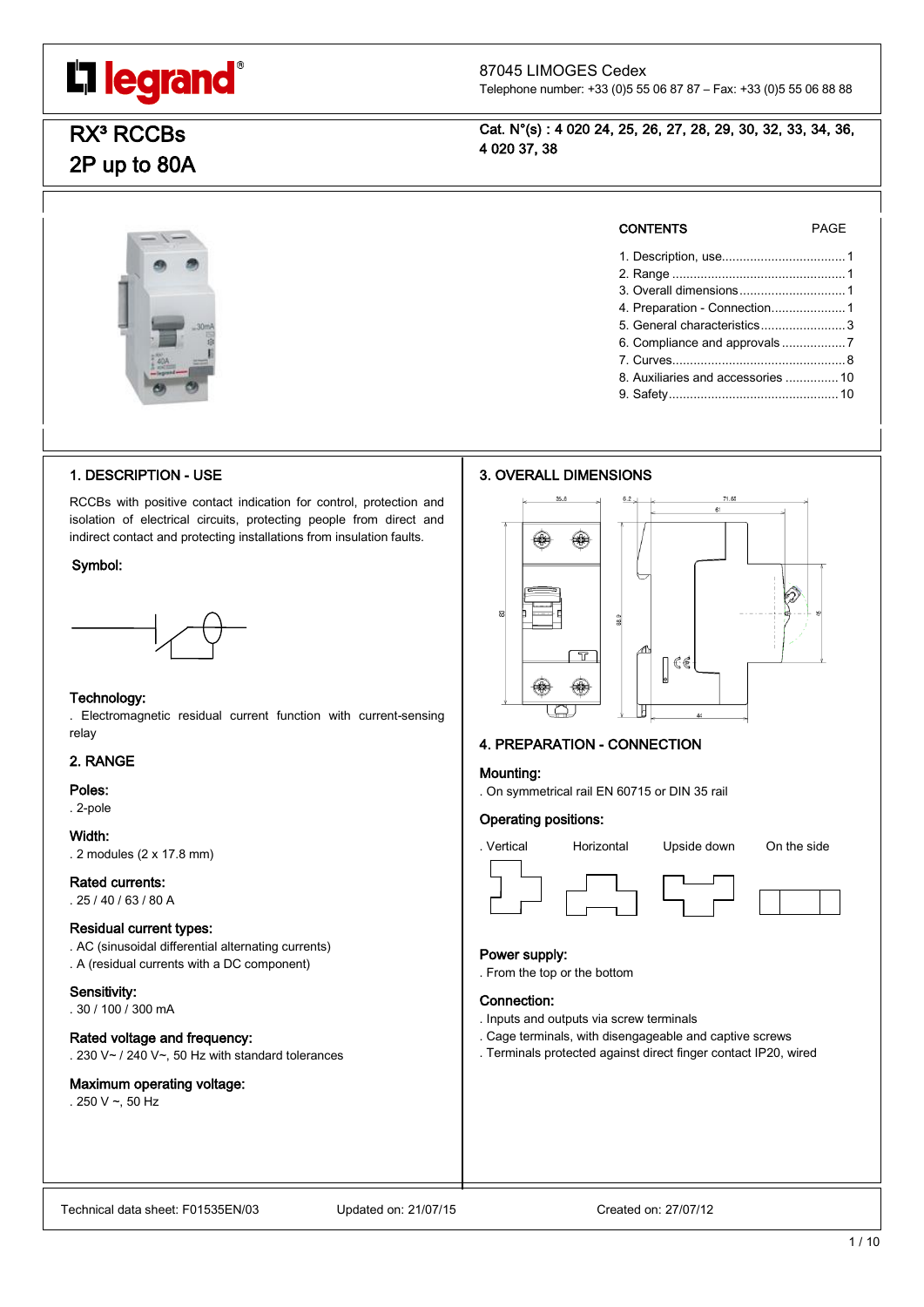**legrand**®

87045 LIMOGES Cedex
Telephone number: +33 (0)5 55 06 87 87 – Fax: +33 (0)5 55 06 88 88

# RX³ RCCBs 2P up to 80A

**Cat. N°(s) : 4 020 24, 25, 26, 27, 28, 29, 30, 32, 33, 34, 36, 4 020 37, 38**

| CONTENTS | PAGE |
|---|---|
| 1. Description, use | 1 |
| 2. Range | 1 |
| 3. Overall dimensions | 1 |
| 4. Preparation - Connection | 1 |
| 5. General characteristics | 3 |
| 6. Compliance and approvals | 7 |
| 7. Curves | 8 |
| 8. Auxiliaries and accessories | 10 |
| 9. Safety | 10 |

## 1. DESCRIPTION - USE

RCCBs with positive contact indication for control, protection and isolation of electrical circuits, protecting people from direct and indirect contact and protecting installations from insulation faults.

**Symbol:**

**Technology:**
. Electromagnetic residual current function with current-sensing relay

## 2. RANGE

**Poles:**
. 2-pole

**Width:**
. 2 modules (2 x 17.8 mm)

**Rated currents:**
. 25 / 40 / 63 / 80 A

**Residual current types:**
. AC (sinusoidal differential alternating currents)
. A (residual currents with a DC component)

**Sensitivity:**
. 30 / 100 / 300 mA

**Rated voltage and frequency:**
. 230 V~ / 240 V~, 50 Hz with standard tolerances

**Maximum operating voltage:**
. 250 V ~, 50 Hz

## 3. OVERALL DIMENSIONS

## 4. PREPARATION - CONNECTION

**Mounting:**
. On symmetrical rail EN 60715 or DIN 35 rail

**Operating positions:**
. Vertical Horizontal Upside down On the side

**Power supply:**
. From the top or the bottom

**Connection:**
. Inputs and outputs via screw terminals
. Cage terminals, with disengageable and captive screws
. Terminals protected against direct finger contact IP20, wired

Technical data sheet: F01535EN/03 Updated on: 21/07/15 Created on: 27/07/12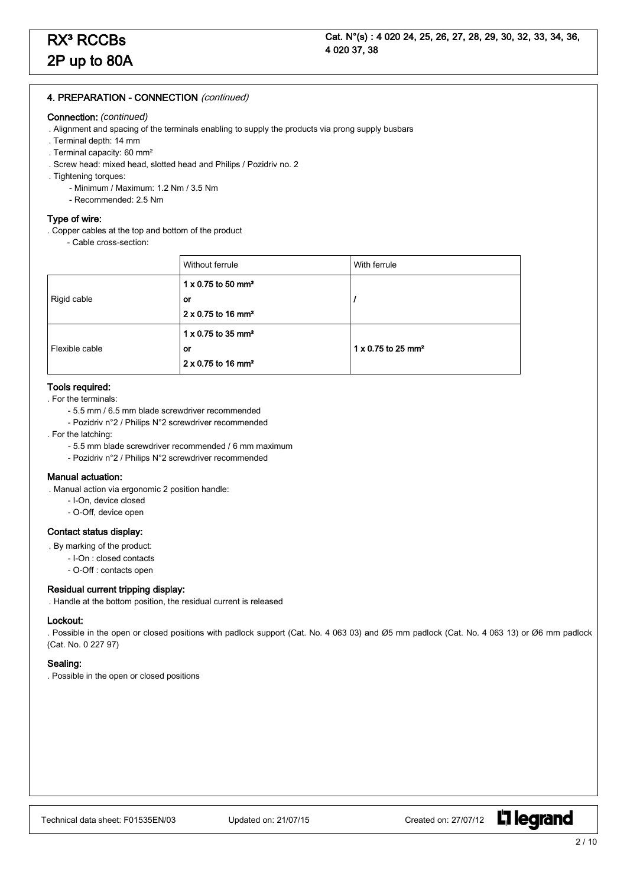## 4. PREPARATION - CONNECTION *(continued)*

### Connection: *(continued)*

. Alignment and spacing of the terminals enabling to supply the products via prong supply busbars
. Terminal depth: 14 mm
. Terminal capacity: 60 mm²
. Screw head: mixed head, slotted head and Philips / Pozidriv no. 2
. Tightening torques:
  - Minimum / Maximum: 1.2 Nm / 3.5 Nm
  - Recommended: 2.5 Nm

### Type of wire:

. Copper cables at the top and bottom of the product
  - Cable cross-section:

| | Without ferrule | With ferrule |
|---|---|---|
| Rigid cable | **1 x 0.75 to 50 mm²**<br>**or**<br>**2 x 0.75 to 16 mm²** | **/** |
| Flexible cable | **1 x 0.75 to 35 mm²**<br>**or**<br>**2 x 0.75 to 16 mm²** | **1 x 0.75 to 25 mm²** |

### Tools required:

. For the terminals:
  - 5.5 mm / 6.5 mm blade screwdriver recommended
  - Pozidriv n°2 / Philips N°2 screwdriver recommended

. For the latching:
  - 5.5 mm blade screwdriver recommended / 6 mm maximum
  - Pozidriv n°2 / Philips N°2 screwdriver recommended

### Manual actuation:

. Manual action via ergonomic 2 position handle:
  - I-On, device closed
  - O-Off, device open

### Contact status display:

. By marking of the product:
  - I-On : closed contacts
  - O-Off : contacts open

### Residual current tripping display:

. Handle at the bottom position, the residual current is released

### Lockout:

. Possible in the open or closed positions with padlock support (Cat. No. 4 063 03) and Ø5 mm padlock (Cat. No. 4 063 13) or Ø6 mm padlock (Cat. No. 0 227 97)

### Sealing:

. Possible in the open or closed positions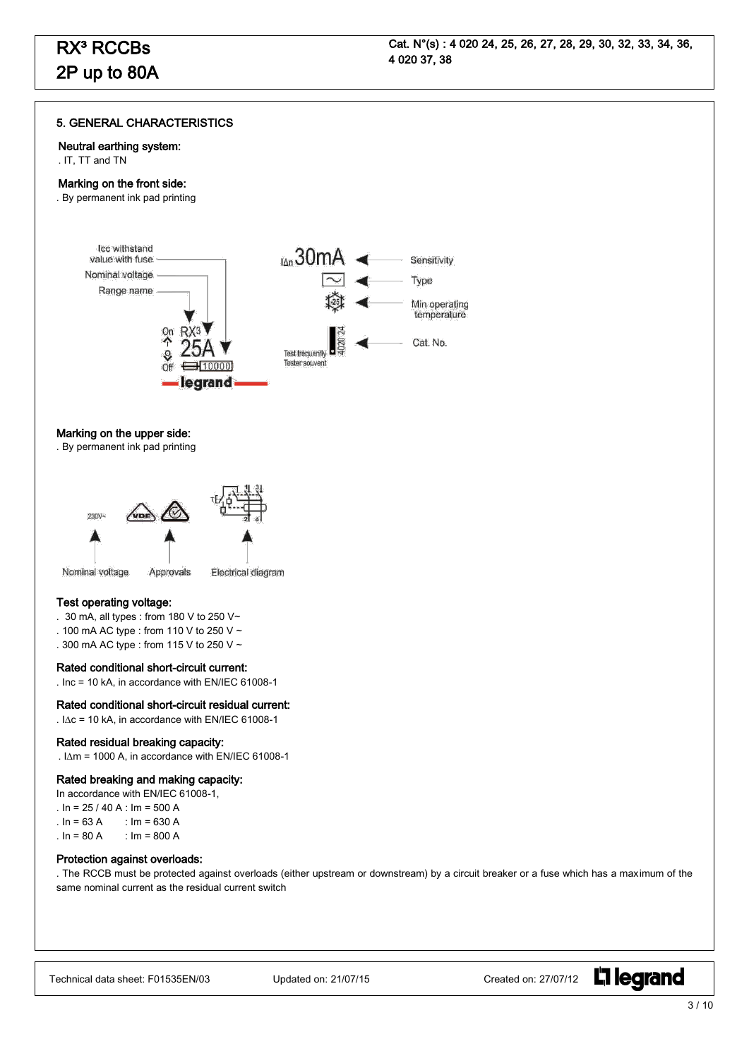# RX³ RCCBs
# 2P up to 80A

**Cat. N°(s) : 4 020 24, 25, 26, 27, 28, 29, 30, 32, 33, 34, 36, 4 020 37, 38**

## 5. GENERAL CHARACTERISTICS

### Neutral earthing system:
. IT, TT and TN

### Marking on the front side:
. By permanent ink pad printing

Icc withstand value with fuse
Nominal voltage
Range name

On RX³
25A
Off 10000
legrand

IΔn 30mA — Sensitivity
Type
Min operating temperature
Test frequently / Tester souvent — 4020 24 — Cat. No.

### Marking on the upper side:
. By permanent ink pad printing

230V~ — Nominal voltage
Approvals
Electrical diagram

### Test operating voltage:
. 30 mA, all types : from 180 V to 250 V~
. 100 mA AC type : from 110 V to 250 V ~
. 300 mA AC type : from 115 V to 250 V ~

### Rated conditional short-circuit current:
. Inc = 10 kA, in accordance with EN/IEC 61008-1

### Rated conditional short-circuit residual current:
. IΔc = 10 kA, in accordance with EN/IEC 61008-1

### Rated residual breaking capacity:
. IΔm = 1000 A, in accordance with EN/IEC 61008-1

### Rated breaking and making capacity:
In accordance with EN/IEC 61008-1,
. In = 25 / 40 A : Im = 500 A
. In = 63 A : Im = 630 A
. In = 80 A : Im = 800 A

### Protection against overloads:
. The RCCB must be protected against overloads (either upstream or downstream) by a circuit breaker or a fuse which has a maximum of the same nominal current as the residual current switch

Technical data sheet: F01535EN/03 Updated on: 21/07/15 Created on: 27/07/12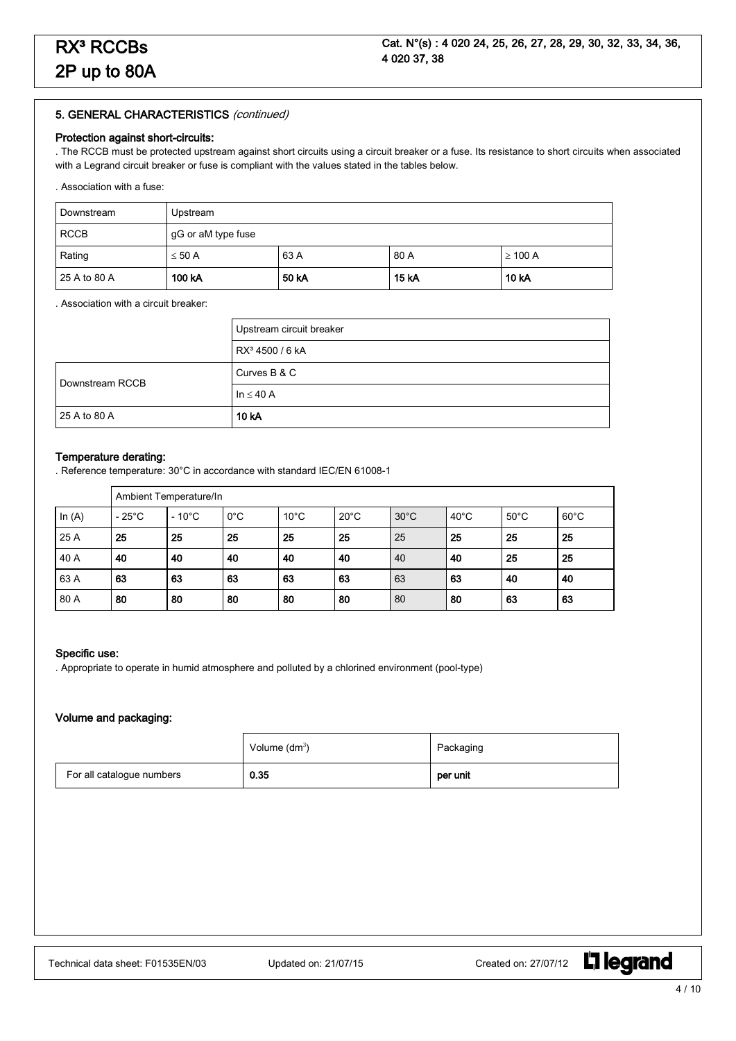# RX³ RCCBs 2P up to 80A

**Cat. N°(s) : 4 020 24, 25, 26, 27, 28, 29, 30, 32, 33, 34, 36, 4 020 37, 38**

## 5. GENERAL CHARACTERISTICS *(continued)*

### Protection against short-circuits:

. The RCCB must be protected upstream against short circuits using a circuit breaker or a fuse. Its resistance to short circuits when associated with a Legrand circuit breaker or fuse is compliant with the values stated in the tables below.

. Association with a fuse:

| Downstream | Upstream | | | |
|---|---|---|---|---|
| RCCB | gG or aM type fuse | | | |
| Rating | ≤ 50 A | 63 A | 80 A | ≥ 100 A |
| 25 A to 80 A | **100 kA** | **50 kA** | **15 kA** | **10 kA** |

. Association with a circuit breaker:

| | Upstream circuit breaker |
|---|---|
| | RX³ 4500 / 6 kA |
| Downstream RCCB | Curves B & C |
| | In ≤ 40 A |
| 25 A to 80 A | **10 kA** |

### Temperature derating:

. Reference temperature: 30°C in accordance with standard IEC/EN 61008-1

| | Ambient Temperature/In | | | | | | | | |
|---|---|---|---|---|---|---|---|---|---|
| In (A) | - 25°C | - 10°C | 0°C | 10°C | 20°C | 30°C | 40°C | 50°C | 60°C |
| 25 A | **25** | **25** | **25** | **25** | **25** | 25 | **25** | **25** | **25** |
| 40 A | **40** | **40** | **40** | **40** | **40** | 40 | **40** | **25** | **25** |
| 63 A | **63** | **63** | **63** | **63** | **63** | 63 | **63** | **40** | **40** |
| 80 A | **80** | **80** | **80** | **80** | **80** | 80 | **80** | **63** | **63** |

### Specific use:

. Appropriate to operate in humid atmosphere and polluted by a chlorined environment (pool-type)

### Volume and packaging:

| | Volume ($dm^3$) | Packaging |
|---|---|---|
| For all catalogue numbers | **0.35** | **per unit** |

Technical data sheet: F01535EN/03 Updated on: 21/07/15 Created on: 27/07/12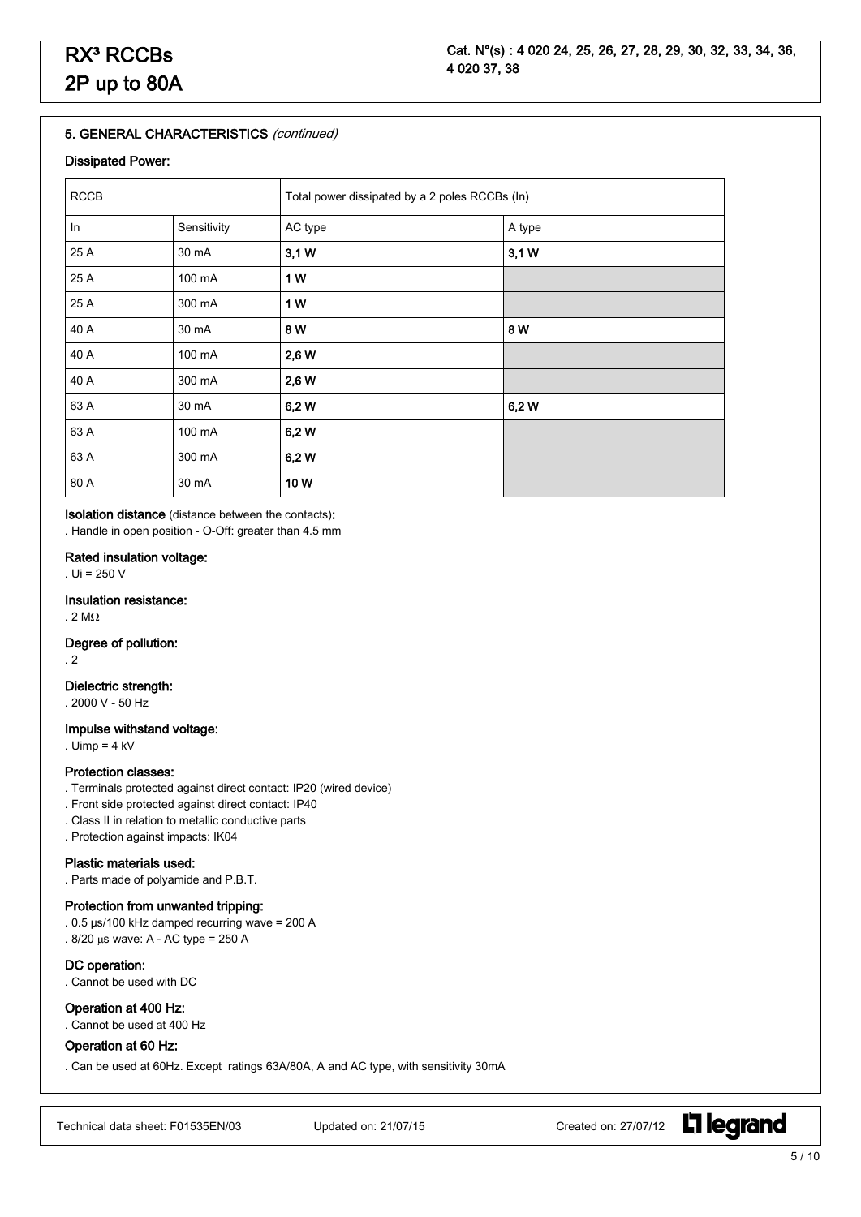## 5. GENERAL CHARACTERISTICS *(continued)*

### Dissipated Power:

| RCCB | | Total power dissipated by a 2 poles RCCBs (In) | |
|---|---|---|---|
| In | Sensitivity | AC type | A type |
| 25 A | 30 mA | **3,1 W** | **3,1 W** |
| 25 A | 100 mA | **1 W** | |
| 25 A | 300 mA | **1 W** | |
| 40 A | 30 mA | **8 W** | **8 W** |
| 40 A | 100 mA | **2,6 W** | |
| 40 A | 300 mA | **2,6 W** | |
| 63 A | 30 mA | **6,2 W** | **6,2 W** |
| 63 A | 100 mA | **6,2 W** | |
| 63 A | 300 mA | **6,2 W** | |
| 80 A | 30 mA | **10 W** | |

**Isolation distance** (distance between the contacts)**:**

. Handle in open position - O-Off: greater than 4.5 mm

**Rated insulation voltage:**

. Ui = 250 V

**Insulation resistance:**

. 2 MΩ

**Degree of pollution:**

. 2

**Dielectric strength:**

. 2000 V - 50 Hz

**Impulse withstand voltage:**

. Uimp = 4 kV

**Protection classes:**

. Terminals protected against direct contact: IP20 (wired device)
. Front side protected against direct contact: IP40
. Class II in relation to metallic conductive parts
. Protection against impacts: IK04

**Plastic materials used:**

. Parts made of polyamide and P.B.T.

**Protection from unwanted tripping:**

. 0.5 µs/100 kHz damped recurring wave = 200 A
. 8/20 µs wave: A - AC type = 250 A

**DC operation:**

. Cannot be used with DC

**Operation at 400 Hz:**

. Cannot be used at 400 Hz

**Operation at 60 Hz:**

. Can be used at 60Hz. Except ratings 63A/80A, A and AC type, with sensitivity 30mA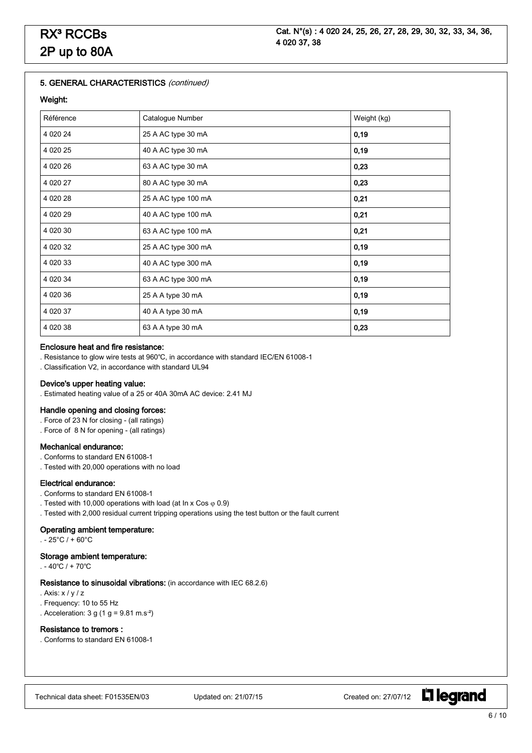## 5. GENERAL CHARACTERISTICS *(continued)*

### Weight:

| Référence | Catalogue Number | Weight (kg) |
|---|---|---|
| 4 020 24 | 25 A AC type 30 mA | **0,19** |
| 4 020 25 | 40 A AC type 30 mA | **0,19** |
| 4 020 26 | 63 A AC type 30 mA | **0,23** |
| 4 020 27 | 80 A AC type 30 mA | **0,23** |
| 4 020 28 | 25 A AC type 100 mA | **0,21** |
| 4 020 29 | 40 A AC type 100 mA | **0,21** |
| 4 020 30 | 63 A AC type 100 mA | **0,21** |
| 4 020 32 | 25 A AC type 300 mA | **0,19** |
| 4 020 33 | 40 A AC type 300 mA | **0,19** |
| 4 020 34 | 63 A AC type 300 mA | **0,19** |
| 4 020 36 | 25 A A type 30 mA | **0,19** |
| 4 020 37 | 40 A A type 30 mA | **0,19** |
| 4 020 38 | 63 A A type 30 mA | **0,23** |

### Enclosure heat and fire resistance:

. Resistance to glow wire tests at 960°C, in accordance with standard IEC/EN 61008-1
. Classification V2, in accordance with standard UL94

### Device's upper heating value:

. Estimated heating value of a 25 or 40A 30mA AC device: 2.41 MJ

### Handle opening and closing forces:

. Force of 23 N for closing - (all ratings)
. Force of 8 N for opening - (all ratings)

### Mechanical endurance:

. Conforms to standard EN 61008-1
. Tested with 20,000 operations with no load

### Electrical endurance:

. Conforms to standard EN 61008-1
. Tested with 10,000 operations with load (at In x Cos $\varphi$ 0.9)
. Tested with 2,000 residual current tripping operations using the test button or the fault current

### Operating ambient temperature:

. - 25°C / + 60°C

### Storage ambient temperature:

. - 40°C / + 70°C

### Resistance to sinusoidal vibrations: (in accordance with IEC 68.2.6)

. Axis: x / y / z
. Frequency: 10 to 55 Hz
. Acceleration: 3 g (1 g = 9.81 $m.s^{-2}$)

### Resistance to tremors :

. Conforms to standard EN 61008-1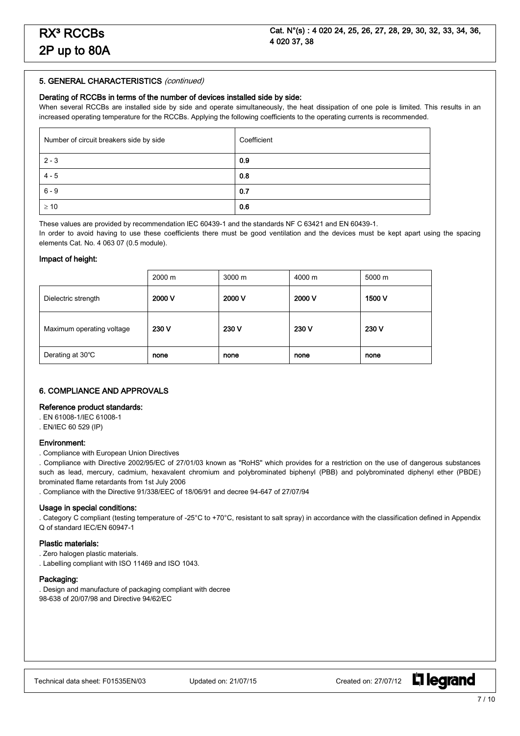## 5. GENERAL CHARACTERISTICS *(continued)*

### Derating of RCCBs in terms of the number of devices installed side by side:

When several RCCBs are installed side by side and operate simultaneously, the heat dissipation of one pole is limited. This results in an increased operating temperature for the RCCBs. Applying the following coefficients to the operating currents is recommended.

| Number of circuit breakers side by side | Coefficient |
|---|---|
| 2 - 3 | **0.9** |
| 4 - 5 | **0.8** |
| 6 - 9 | **0.7** |
| ≥ 10 | **0.6** |

These values are provided by recommendation IEC 60439-1 and the standards NF C 63421 and EN 60439-1.
In order to avoid having to use these coefficients there must be good ventilation and the devices must be kept apart using the spacing elements Cat. No. 4 063 07 (0.5 module).

### Impact of height:

| | 2000 m | 3000 m | 4000 m | 5000 m |
|---|---|---|---|---|
| Dielectric strength | **2000 V** | **2000 V** | **2000 V** | **1500 V** |
| Maximum operating voltage | **230 V** | **230 V** | **230 V** | **230 V** |
| Derating at 30°C | **none** | **none** | **none** | **none** |

## 6. COMPLIANCE AND APPROVALS

### Reference product standards:

. EN 61008-1/IEC 61008-1
. EN/IEC 60 529 (IP)

### Environment:

. Compliance with European Union Directives
. Compliance with Directive 2002/95/EC of 27/01/03 known as "RoHS" which provides for a restriction on the use of dangerous substances such as lead, mercury, cadmium, hexavalent chromium and polybrominated biphenyl (PBB) and polybrominated diphenyl ether (PBDE) brominated flame retardants from 1st July 2006
. Compliance with the Directive 91/338/EEC of 18/06/91 and decree 94-647 of 27/07/94

### Usage in special conditions:

. Category C compliant (testing temperature of -25°C to +70°C, resistant to salt spray) in accordance with the classification defined in Appendix Q of standard IEC/EN 60947-1

### Plastic materials:

. Zero halogen plastic materials.
. Labelling compliant with ISO 11469 and ISO 1043.

### Packaging:

. Design and manufacture of packaging compliant with decree
98-638 of 20/07/98 and Directive 94/62/EC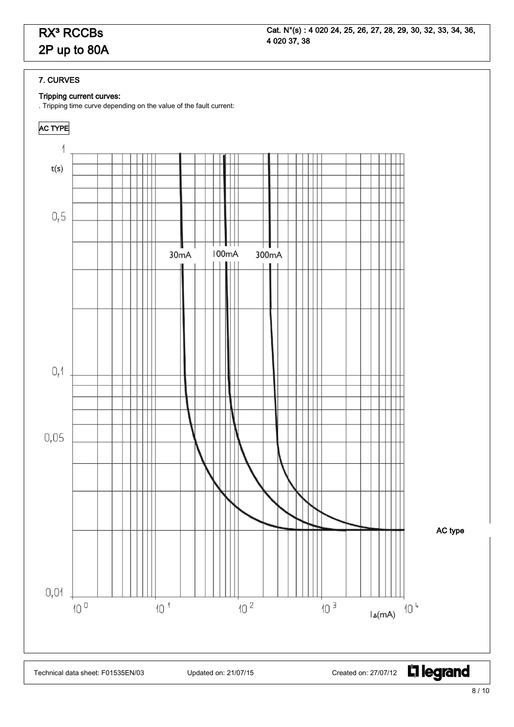# RX³ RCCBs 2P up to 80A

Cat. N°(s) : 4 020 24, 25, 26, 27, 28, 29, 30, 32, 33, 34, 36, 4 020 37, 38

## 7. CURVES

### Tripping current curves:

. Tripping time curve depending on the value of the fault current:

**AC TYPE**

t(s)

1

0,5

0,1

0,05

0,01

30mA

100mA

300mA

$10^0$ $10^1$ $10^2$ $10^3$ $10^4$

$I_\Delta$(mA)

AC type

Technical data sheet: F01535EN/03 Updated on: 21/07/15 Created on: 27/07/12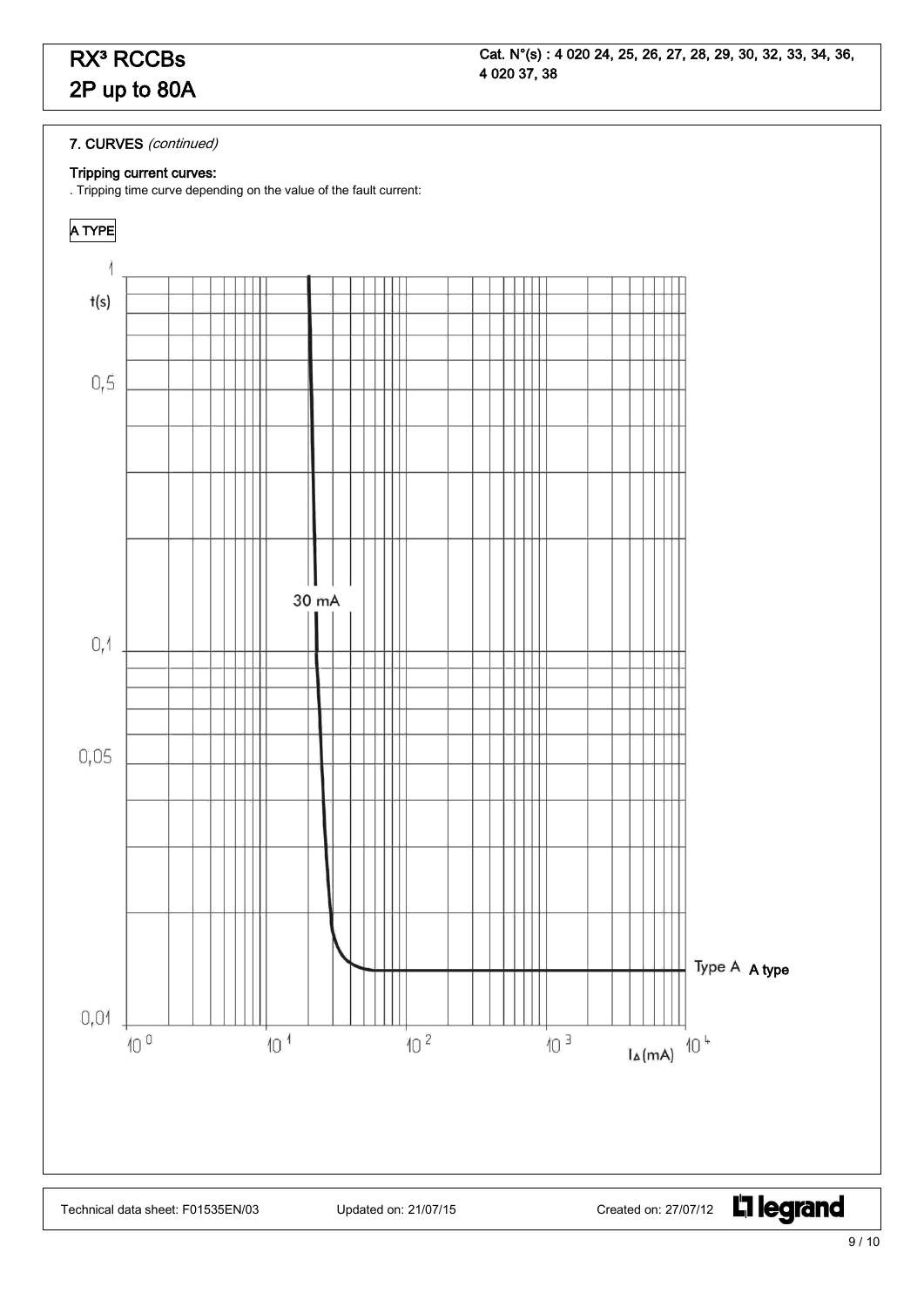# RX³ RCCBs
# 2P up to 80A

**Cat. N°(s) : 4 020 24, 25, 26, 27, 28, 29, 30, 32, 33, 34, 36, 4 020 37, 38**

## 7. CURVES *(continued)*

### Tripping current curves:

. Tripping time curve depending on the value of the fault current:

**A TYPE**

t(s)

1

0,5

0,1

0,05

0,01

30 mA

Type A **A type**

$10^0$ $10^1$ $10^2$ $10^3$ $10^4$

$I_\Delta$(mA)

Technical data sheet: F01535EN/03 Updated on: 21/07/15 Created on: 27/07/12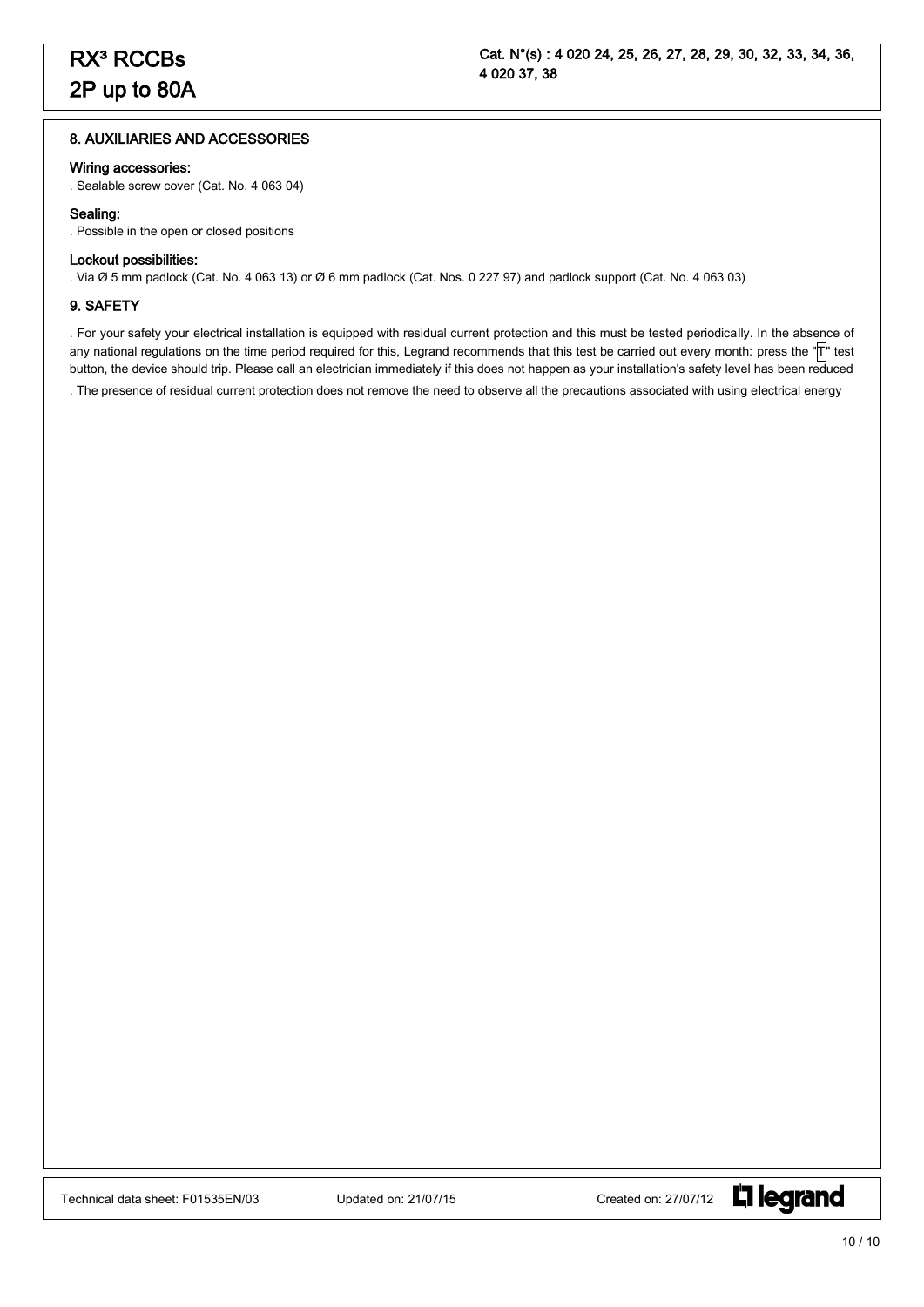## 8. AUXILIARIES AND ACCESSORIES

### Wiring accessories:

. Sealable screw cover (Cat. No. 4 063 04)

### Sealing:

. Possible in the open or closed positions

### Lockout possibilities:

. Via Ø 5 mm padlock (Cat. No. 4 063 13) or Ø 6 mm padlock (Cat. Nos. 0 227 97) and padlock support (Cat. No. 4 063 03)

## 9. SAFETY

. For your safety your electrical installation is equipped with residual current protection and this must be tested periodically. In the absence of any national regulations on the time period required for this, Legrand recommends that this test be carried out every month: press the "T" test button, the device should trip. Please call an electrician immediately if this does not happen as your installation's safety level has been reduced

. The presence of residual current protection does not remove the need to observe all the precautions associated with using electrical energy